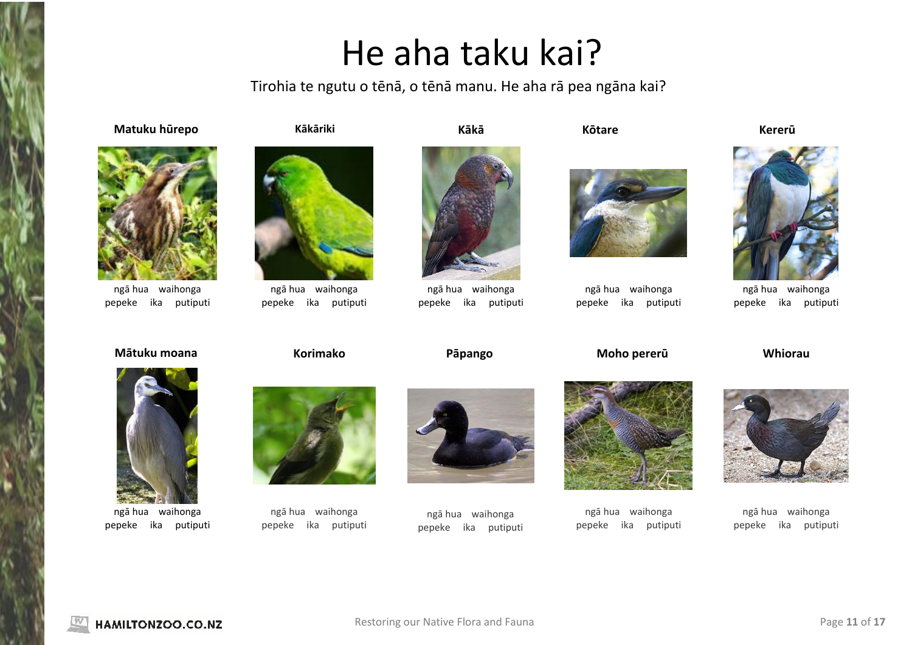# He aha taku kai?

Tirohia te ngutu o tēnā, o tēnā manu. He aha rā pea ngāna kai?

**Matuku hūrepo**

ngā hua waihonga
pepeke ika putiputi

**Kākāriki**

ngā hua waihonga
pepeke ika putiputi

**Kākā**

ngā hua waihonga
pepeke ika putiputi

**Kōtare**

ngā hua waihonga
pepeke ika putiputi

**Kererū**

ngā hua waihonga
pepeke ika putiputi

**Mātuku moana**

ngā hua waihonga
pepeke ika putiputi

**Korimako**

ngā hua waihonga
pepeke ika putiputi

**Pāpango**

ngā hua waihonga
pepeke ika putiputi

**Moho pererū**

ngā hua waihonga
pepeke ika putiputi

**Whiorau**

ngā hua waihonga
pepeke ika putiputi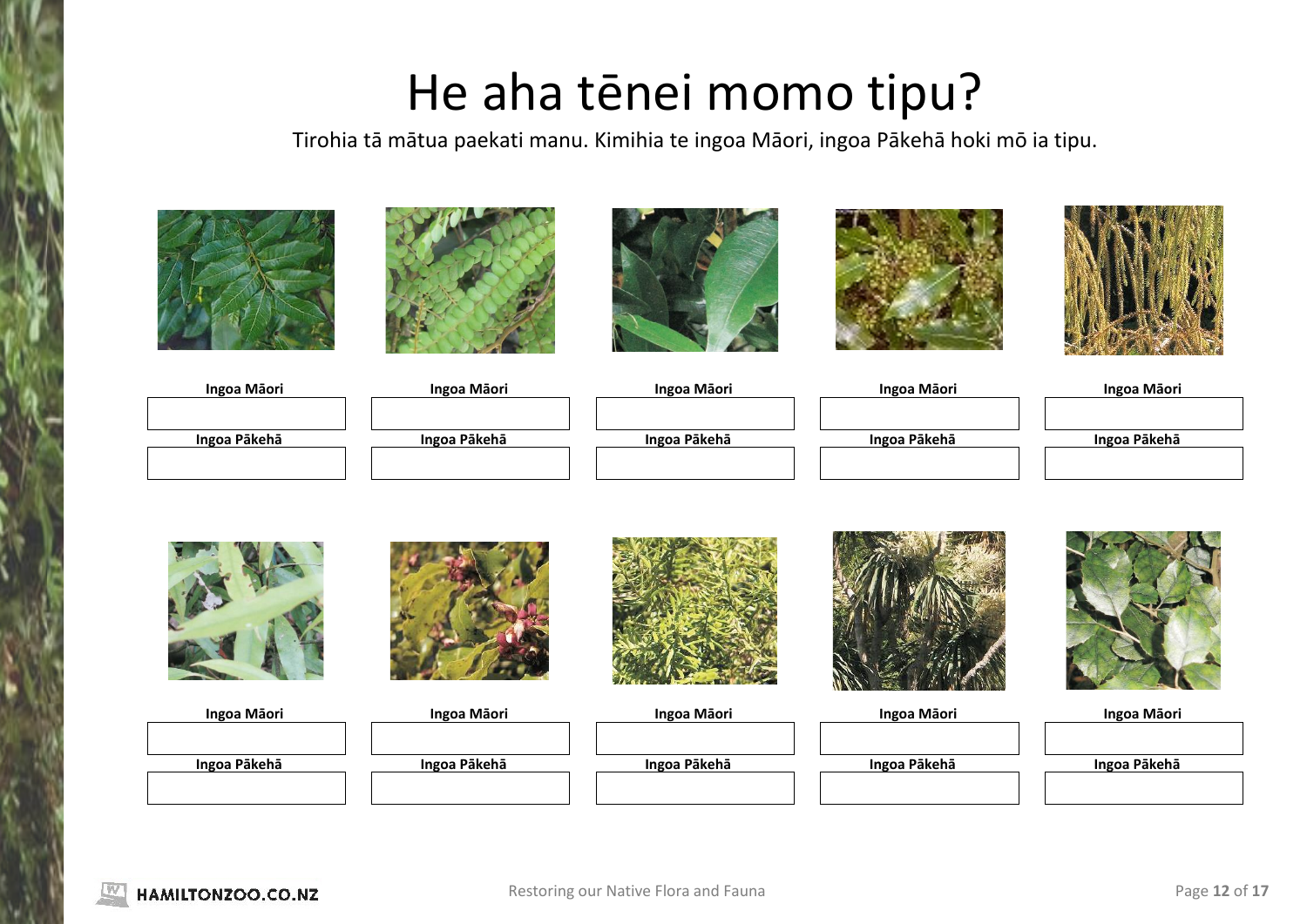# He aha tēnei momo tipu?

Tirohia tā mātua paekati manu. Kimihia te ingoa Māori, ingoa Pākehā hoki mō ia tipu.

| | | | | |
|---|---|---|---|---|
| Ingoa Māori | Ingoa Māori | Ingoa Māori | Ingoa Māori | Ingoa Māori |
| | | | | |
| Ingoa Pākehā | Ingoa Pākehā | Ingoa Pākehā | Ingoa Pākehā | Ingoa Pākehā |
| | | | | |

| | | | | |
|---|---|---|---|---|
| Ingoa Māori | Ingoa Māori | Ingoa Māori | Ingoa Māori | Ingoa Māori |
| | | | | |
| Ingoa Pākehā | Ingoa Pākehā | Ingoa Pākehā | Ingoa Pākehā | Ingoa Pākehā |
| | | | | |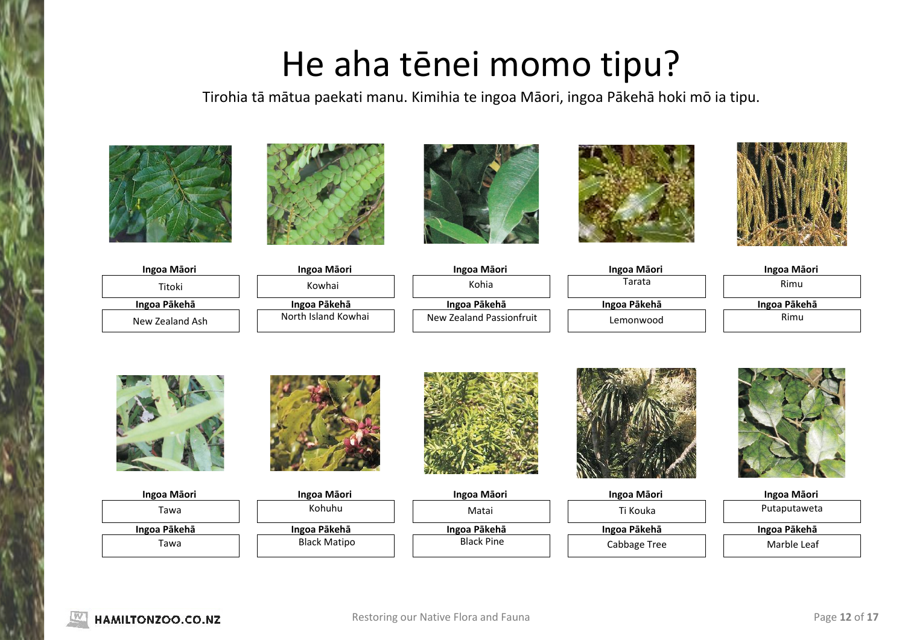# He aha tēnei momo tipu?

Tirohia tā mātua paekati manu. Kimihia te ingoa Māori, ingoa Pākehā hoki mō ia tipu.

| Ingoa Māori | Ingoa Pākehā |
| --- | --- |
| Titoki | New Zealand Ash |
| Kowhai | North Island Kowhai |
| Kohia | New Zealand Passionfruit |
| Tarata | Lemonwood |
| Rimu | Rimu |
| Tawa | Tawa |
| Kohuhu | Black Matipo |
| Matai | Black Pine |
| Ti Kouka | Cabbage Tree |
| Putaputaweta | Marble Leaf |

HAMILTONZOO.CO.NZ

Restoring our Native Flora and Fauna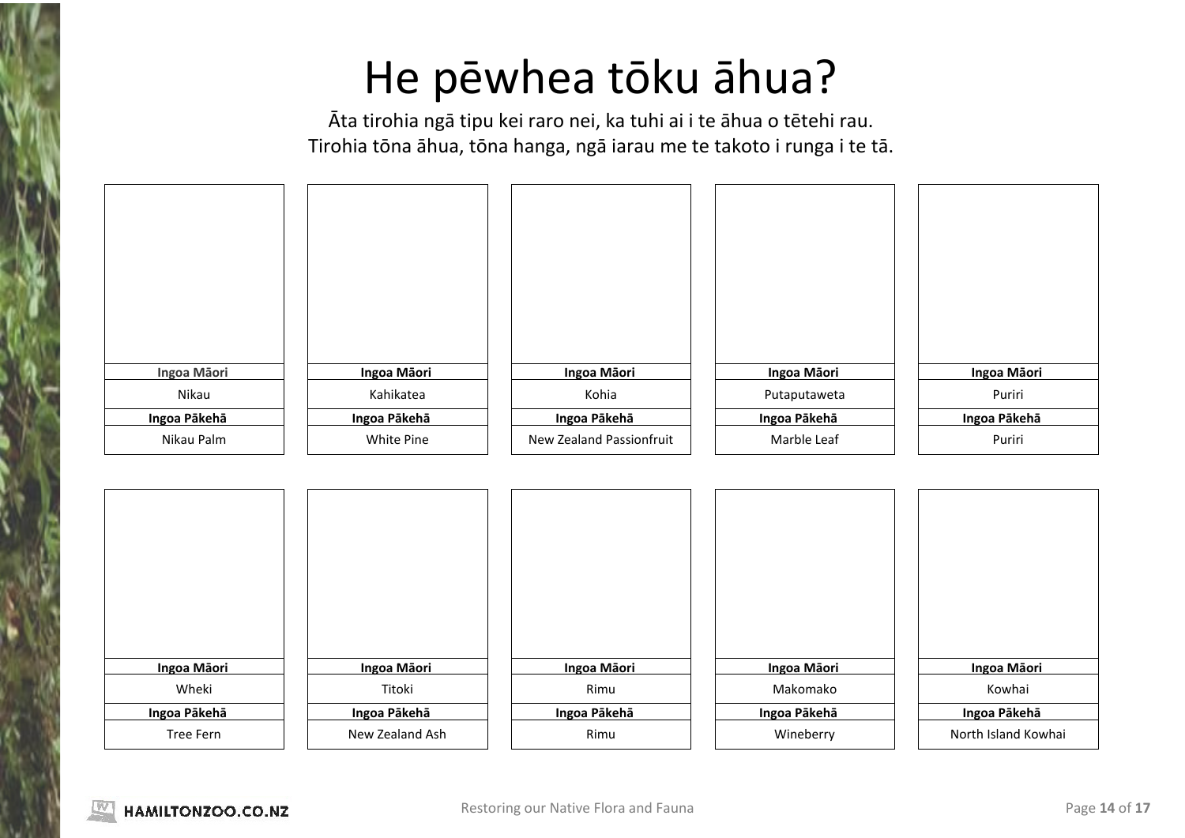# He pēwhea tōku āhua?

Āta tirohia ngā tipu kei raro nei, ka tuhi ai i te āhua o tētehi rau.
Tirohia tōna āhua, tōna hanga, ngā iarau me te takoto i runga i te tā.

| Ingoa Māori | Ingoa Pākehā |
|---|---|
| Nikau | Nikau Palm |
| Kahikatea | White Pine |
| Kohia | New Zealand Passionfruit |
| Putaputaweta | Marble Leaf |
| Puriri | Puriri |
| Wheki | Tree Fern |
| Titoki | New Zealand Ash |
| Rimu | Rimu |
| Makomako | Wineberry |
| Kowhai | North Island Kowhai |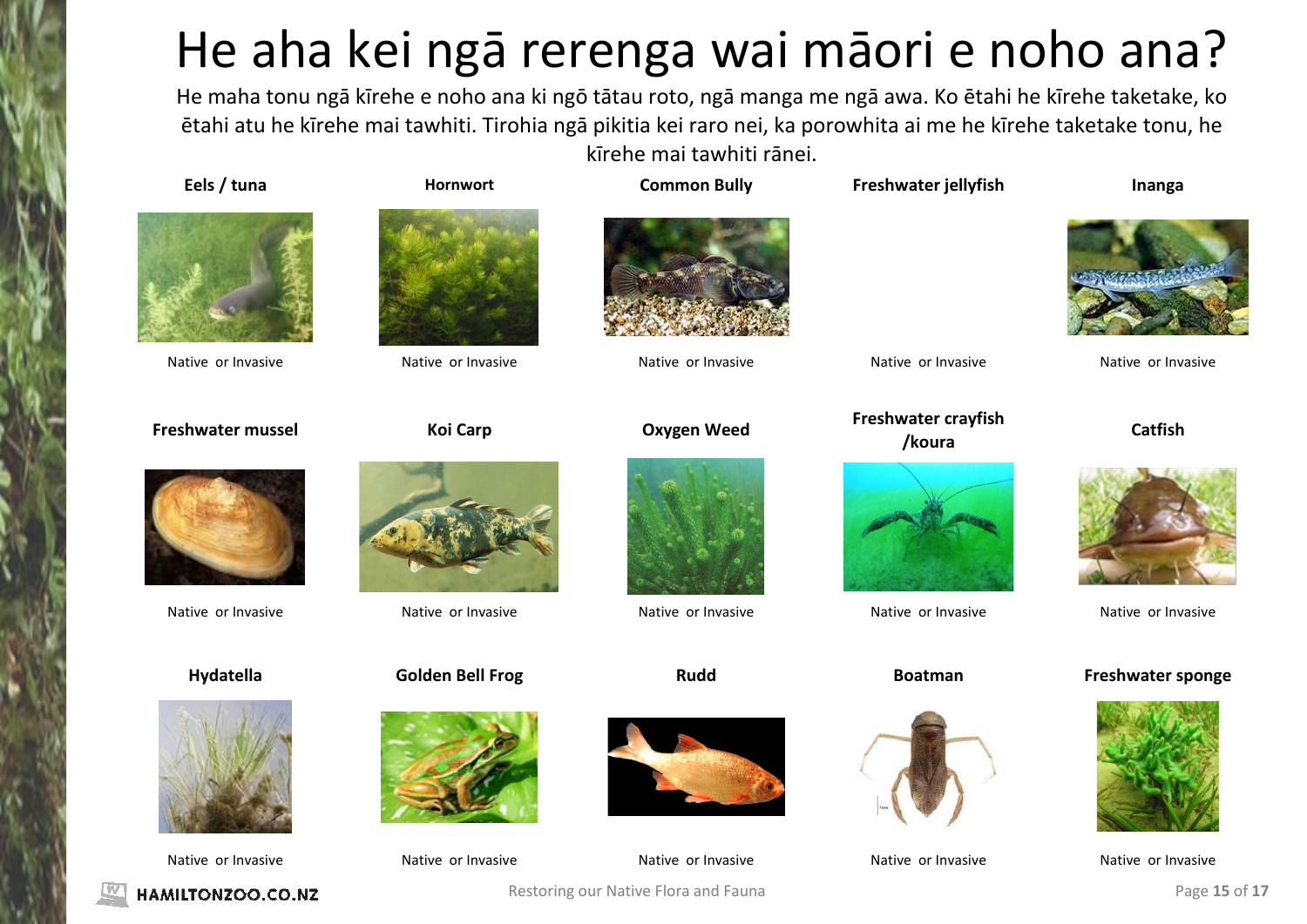# He aha kei ngā rerenga wai māori e noho ana?

He maha tonu ngā kīrehe e noho ana ki ngō tātau roto, ngā manga me ngā awa. Ko ētahi he kīrehe taketake, ko ētahi atu he kīrehe mai tawhiti. Tirohia ngā pikitia kei raro nei, ka porowhita ai me he kīrehe taketake tonu, he kīrehe mai tawhiti rānei.

**Eels / tuna**

Native or Invasive

**Hornwort**

Native or Invasive

**Common Bully**

Native or Invasive

**Freshwater jellyfish**

Native or Invasive

**Inanga**

Native or Invasive

**Freshwater mussel**

Native or Invasive

**Koi Carp**

Native or Invasive

**Oxygen Weed**

Native or Invasive

**Freshwater crayfish /koura**

Native or Invasive

**Catfish**

Native or Invasive

**Hydatella**

Native or Invasive

**Golden Bell Frog**

Native or Invasive

**Rudd**

Native or Invasive

**Boatman**

Native or Invasive

**Freshwater sponge**

Native or Invasive

HAMILTONZOO.CO.NZ

Restoring our Native Flora and Fauna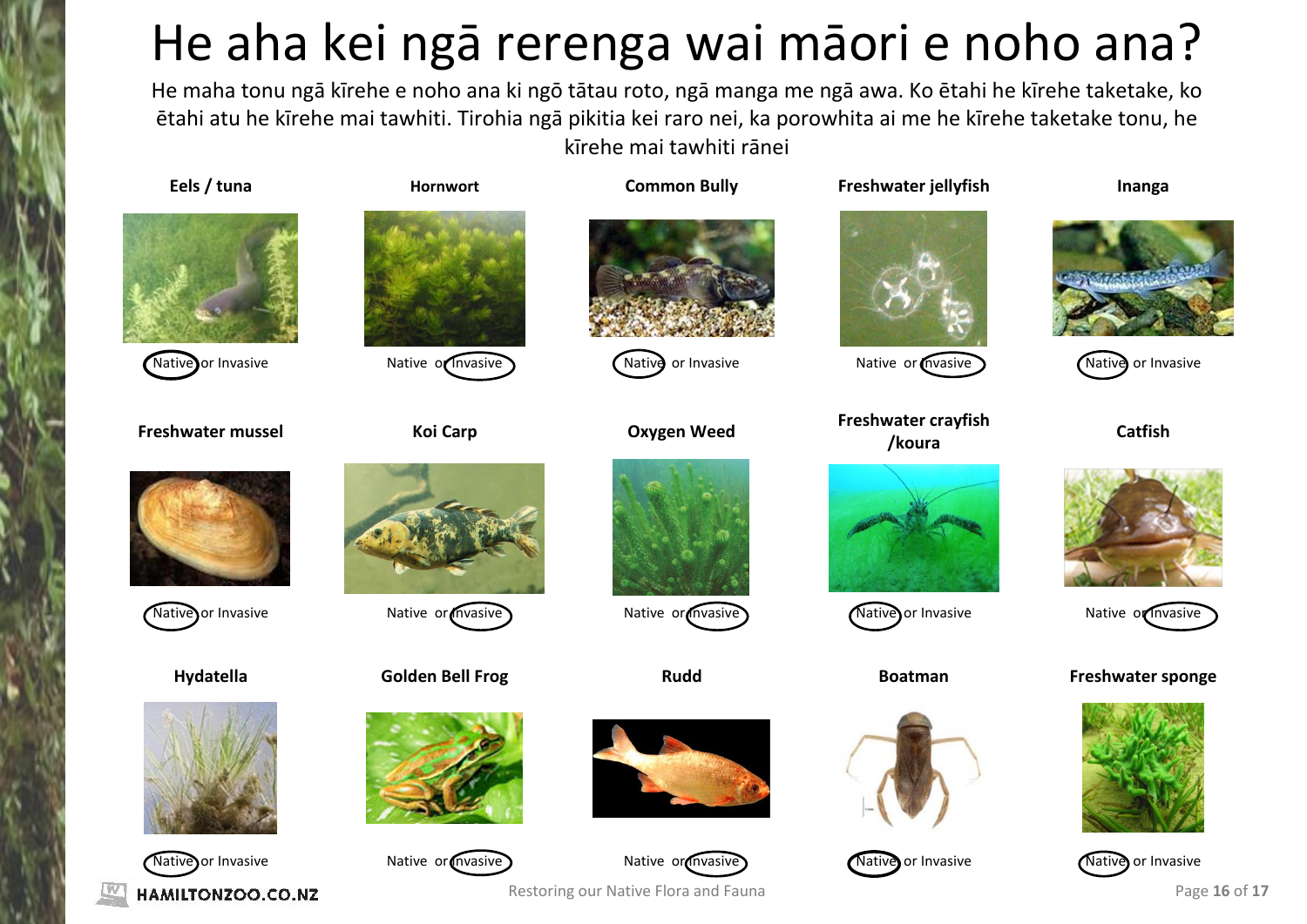# He aha kei ngā rerenga wai māori e noho ana?

He maha tonu ngā kīrehe e noho ana ki ngō tātau roto, ngā manga me ngā awa. Ko ētahi he kīrehe taketake, ko ētahi atu he kīrehe mai tawhiti. Tirohia ngā pikitia kei raro nei, ka porowhita ai me he kīrehe taketake tonu, he kīrehe mai tawhiti rānei

**Eels / tuna**

Native or Invasive

**Hornwort**

Native or Invasive

**Common Bully**

Native or Invasive

**Freshwater jellyfish**

Native or Invasive

**Inanga**

Native or Invasive

**Freshwater mussel**

Native or Invasive

**Koi Carp**

Native or Invasive

**Oxygen Weed**

Native or Invasive

**Freshwater crayfish /koura**

Native or Invasive

**Catfish**

Native or Invasive

**Hydatella**

Native or Invasive

**Golden Bell Frog**

Native or Invasive

**Rudd**

Native or Invasive

**Boatman**

Native or Invasive

**Freshwater sponge**

Native or Invasive

HAMILTONZOO.CO.NZ

Restoring our Native Flora and Fauna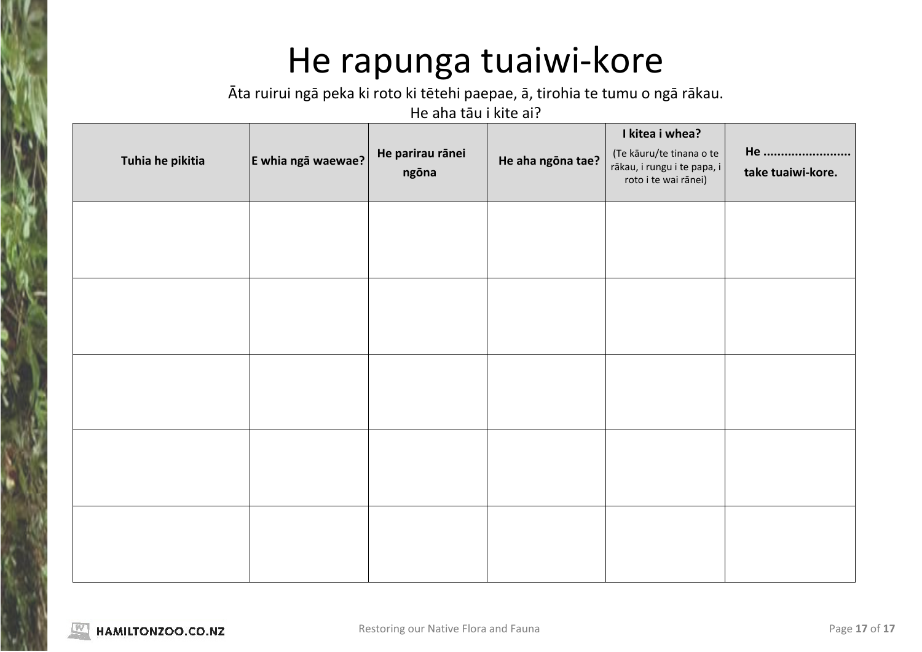# He rapunga tuaiwi-kore

Āta ruirui ngā peka ki roto ki tētehi paepae, ā, tirohia te tumu o ngā rākau.

He aha tāu i kite ai?

| Tuhia he pikitia | E whia ngā waewae? | He parirau rānei ngōna | He aha ngōna tae? | I kitea i whea? (Te kāuru/te tinana o te rākau, i rungu i te papa, i roto i te wai rānei) | He ........................ take tuaiwi-kore. |
|---|---|---|---|---|---|
| | | | | | |
| | | | | | |
| | | | | | |
| | | | | | |
| | | | | | |